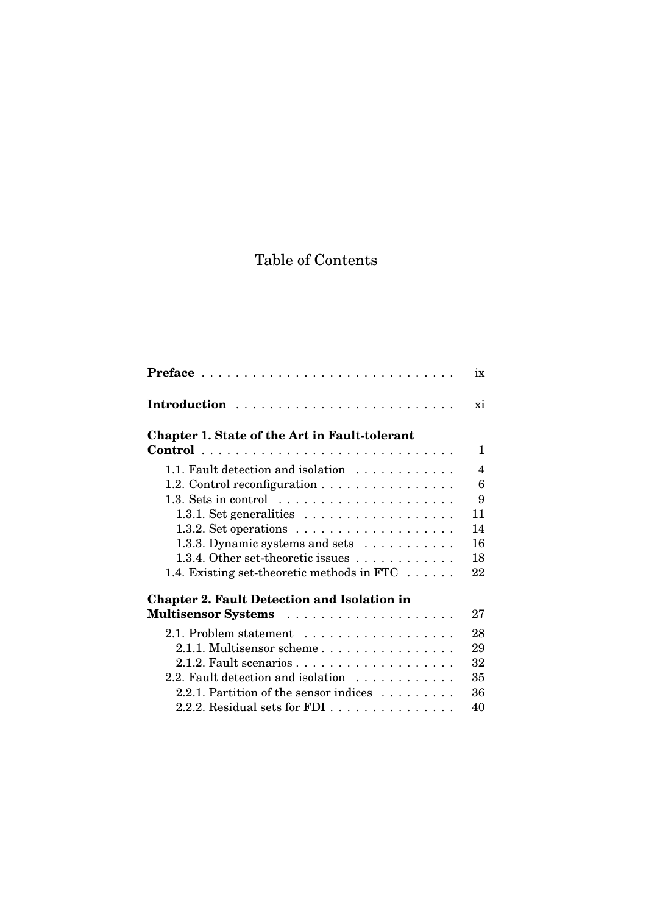# Table of Contents

**Preface** . . . . . . . . . . . . . . . . . . . . . . . . . . . . . . ix

**Introduction** . . . . . . . . . . . . . . . . . . . . . . . . . . . xi

**Chapter 1. State of the Art in Fault-tolerant Control** . . . . . . . . . . . . . . . . . . . . . . . . . . . . . . 1

- 1.1. Fault detection and isolation . . . . . . . . . . . . 4
- 1.2. Control reconfiguration . . . . . . . . . . . . . . . . 6
- 1.3. Sets in control . . . . . . . . . . . . . . . . . . . . . 9
  - 1.3.1. Set generalities . . . . . . . . . . . . . . . . . . 11
  - 1.3.2. Set operations . . . . . . . . . . . . . . . . . . . 14
  - 1.3.3. Dynamic systems and sets . . . . . . . . . . . 16
  - 1.3.4. Other set-theoretic issues . . . . . . . . . . . . 18
- 1.4. Existing set-theoretic methods in FTC . . . . . . 22

**Chapter 2. Fault Detection and Isolation in Multisensor Systems** . . . . . . . . . . . . . . . . . . . . 27

- 2.1. Problem statement . . . . . . . . . . . . . . . . . . 28
  - 2.1.1. Multisensor scheme . . . . . . . . . . . . . . . . 29
  - 2.1.2. Fault scenarios . . . . . . . . . . . . . . . . . . . 32
- 2.2. Fault detection and isolation . . . . . . . . . . . . 35
  - 2.2.1. Partition of the sensor indices . . . . . . . . . 36
  - 2.2.2. Residual sets for FDI . . . . . . . . . . . . . . . 40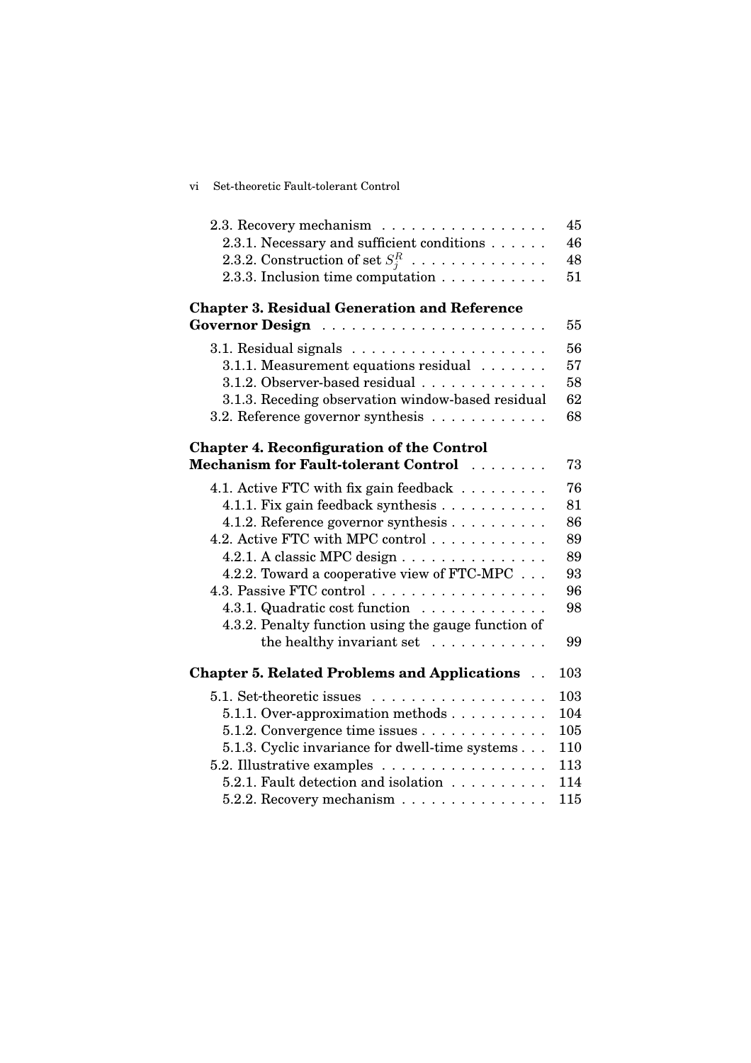2.3. Recovery mechanism . . . . . . . . . . . . . . . . . 45
2.3.1. Necessary and sufficient conditions . . . . . . 46
2.3.2. Construction of set $S_j^R$ . . . . . . . . . . . . . 48
2.3.3. Inclusion time computation . . . . . . . . . . . 51

**Chapter 3. Residual Generation and Reference Governor Design** . . . . . . . . . . . . . . . . . . . . . . 55

3.1. Residual signals . . . . . . . . . . . . . . . . . . . 56
3.1.1. Measurement equations residual . . . . . . . 57
3.1.2. Observer-based residual . . . . . . . . . . . . . 58
3.1.3. Receding observation window-based residual 62
3.2. Reference governor synthesis . . . . . . . . . . . . 68

**Chapter 4. Reconfiguration of the Control Mechanism for Fault-tolerant Control** . . . . . . . . 73

4.1. Active FTC with fix gain feedback . . . . . . . . . 76
4.1.1. Fix gain feedback synthesis . . . . . . . . . . . 81
4.1.2. Reference governor synthesis . . . . . . . . . . 86
4.2. Active FTC with MPC control . . . . . . . . . . . . 89
4.2.1. A classic MPC design . . . . . . . . . . . . . . . 89
4.2.2. Toward a cooperative view of FTC-MPC . . . 93
4.3. Passive FTC control . . . . . . . . . . . . . . . . . . 96
4.3.1. Quadratic cost function . . . . . . . . . . . . . 98
4.3.2. Penalty function using the gauge function of the healthy invariant set . . . . . . . . . . . . 99

**Chapter 5. Related Problems and Applications** . . 103

5.1. Set-theoretic issues . . . . . . . . . . . . . . . . . . 103
5.1.1. Over-approximation methods . . . . . . . . . . 104
5.1.2. Convergence time issues . . . . . . . . . . . . . 105
5.1.3. Cyclic invariance for dwell-time systems . . . 110
5.2. Illustrative examples . . . . . . . . . . . . . . . . . 113
5.2.1. Fault detection and isolation . . . . . . . . . . 114
5.2.2. Recovery mechanism . . . . . . . . . . . . . . . 115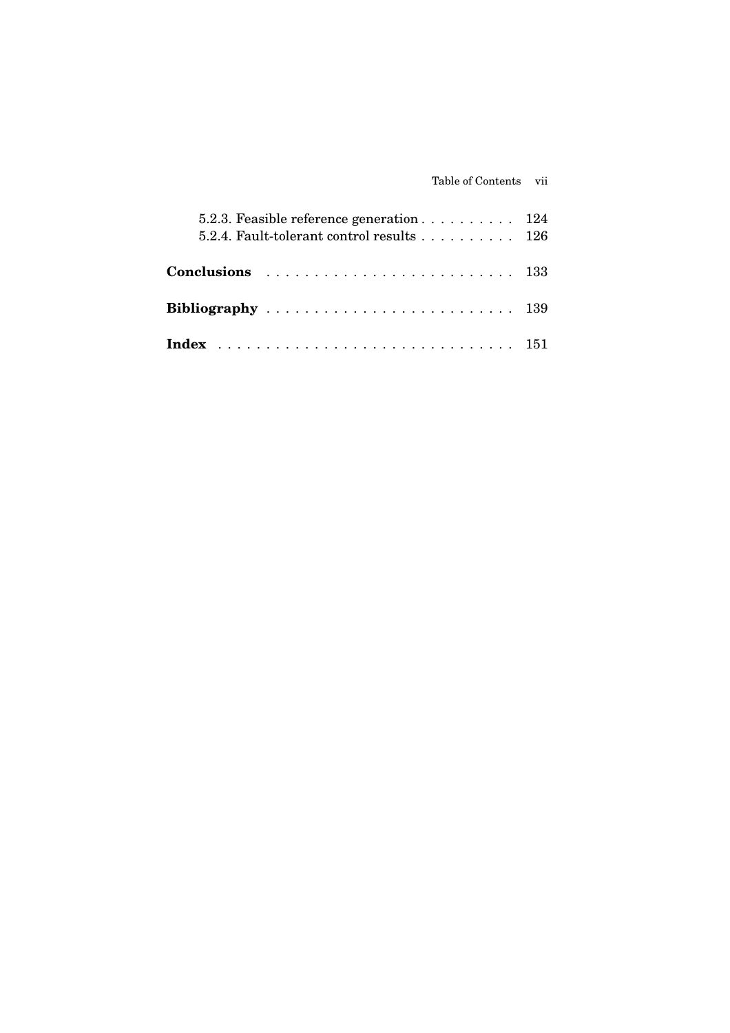5.2.3. Feasible reference generation . . . . . . . . . . 124
5.2.4. Fault-tolerant control results . . . . . . . . . . 126

**Conclusions** . . . . . . . . . . . . . . . . . . . . . . . . . 133

**Bibliography** . . . . . . . . . . . . . . . . . . . . . . . . 139

**Index** . . . . . . . . . . . . . . . . . . . . . . . . . . . . . 151